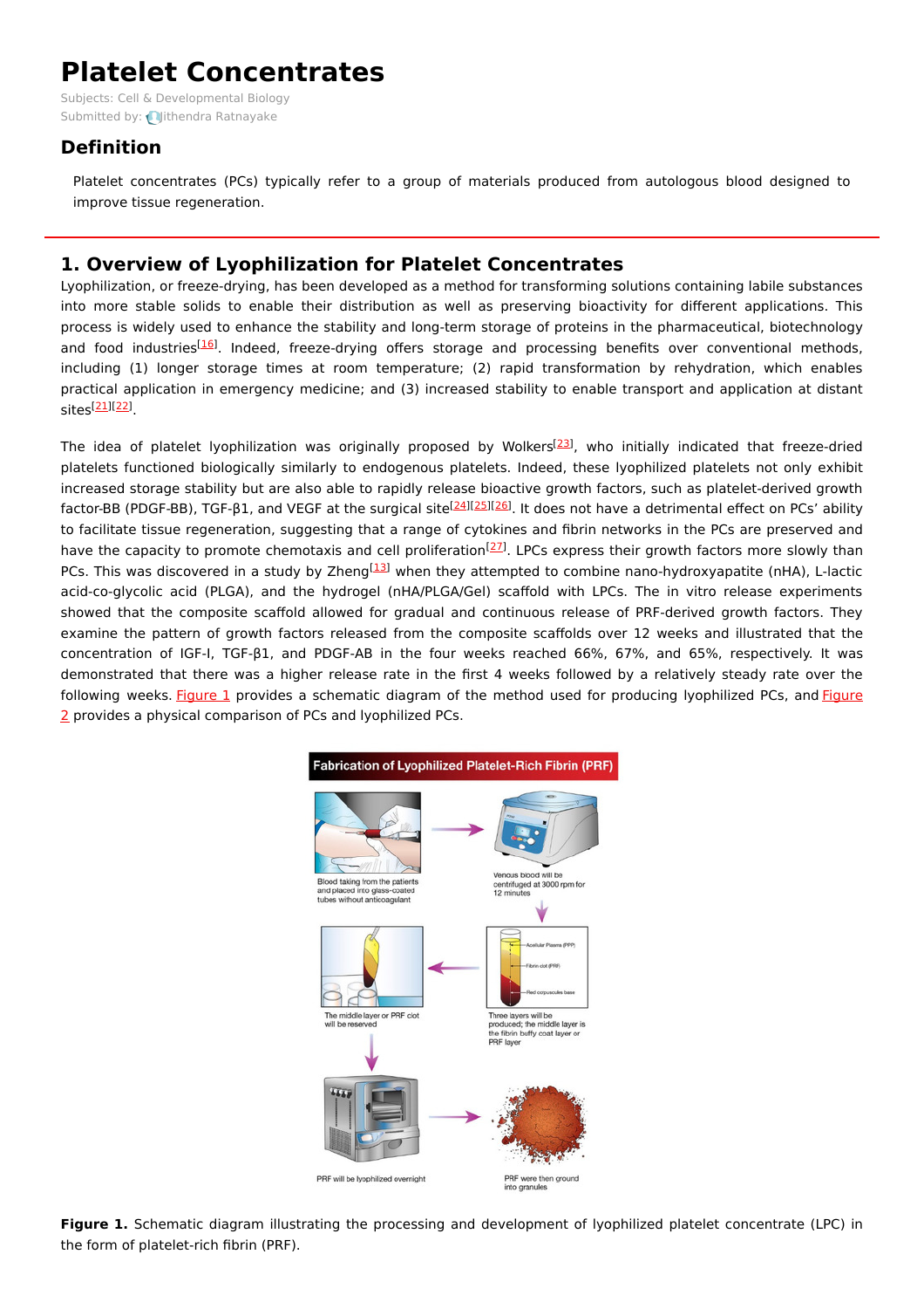# Platelet Concentrates

Subjects: Cell & Developmental Biology

Submitted by: Jithendra Ratnayake

## Definition

Platelet concentrates (PCs) typically refer to a group of materials produced from autologous blood designed to improve tissue regeneration.

## 1. Overview of Lyophilization for Platelet Concentrates

Lyophilization, or freeze-drying, has been developed as a method for transforming solutions containing labile substances into more stable solids to enable their distribution as well as preserving bioactivity for different applications. This process is widely used to enhance the stability and long-term storage of proteins in the pharmaceutical, biotechnology and food industries[16]. Indeed, freeze-drying offers storage and processing benefits over conventional methods, including (1) longer storage times at room temperature; (2) rapid transformation by rehydration, which enables practical application in emergency medicine; and (3) increased stability to enable transport and application at distant sites[21][22].

The idea of platelet lyophilization was originally proposed by Wolkers[23], who initially indicated that freeze-dried platelets functioned biologically similarly to endogenous platelets. Indeed, these lyophilized platelets not only exhibit increased storage stability but are also able to rapidly release bioactive growth factors, such as platelet-derived growth factor-BB (PDGF-BB), TGF-β1, and VEGF at the surgical site[24][25][26]. It does not have a detrimental effect on PCs' ability to facilitate tissue regeneration, suggesting that a range of cytokines and fibrin networks in the PCs are preserved and have the capacity to promote chemotaxis and cell proliferation[27]. LPCs express their growth factors more slowly than PCs. This was discovered in a study by Zheng[13] when they attempted to combine nano-hydroxyapatite (nHA), L-lactic acid-co-glycolic acid (PLGA), and the hydrogel (nHA/PLGA/Gel) scaffold with LPCs. The in vitro release experiments showed that the composite scaffold allowed for gradual and continuous release of PRF-derived growth factors. They examine the pattern of growth factors released from the composite scaffolds over 12 weeks and illustrated that the concentration of IGF-I, TGF-β1, and PDGF-AB in the four weeks reached 66%, 67%, and 65%, respectively. It was demonstrated that there was a higher release rate in the first 4 weeks followed by a relatively steady rate over the following weeks. Figure 1 provides a schematic diagram of the method used for producing lyophilized PCs, and Figure 2 provides a physical comparison of PCs and lyophilized PCs.

**Figure 1.** Schematic diagram illustrating the processing and development of lyophilized platelet concentrate (LPC) in the form of platelet-rich fibrin (PRF).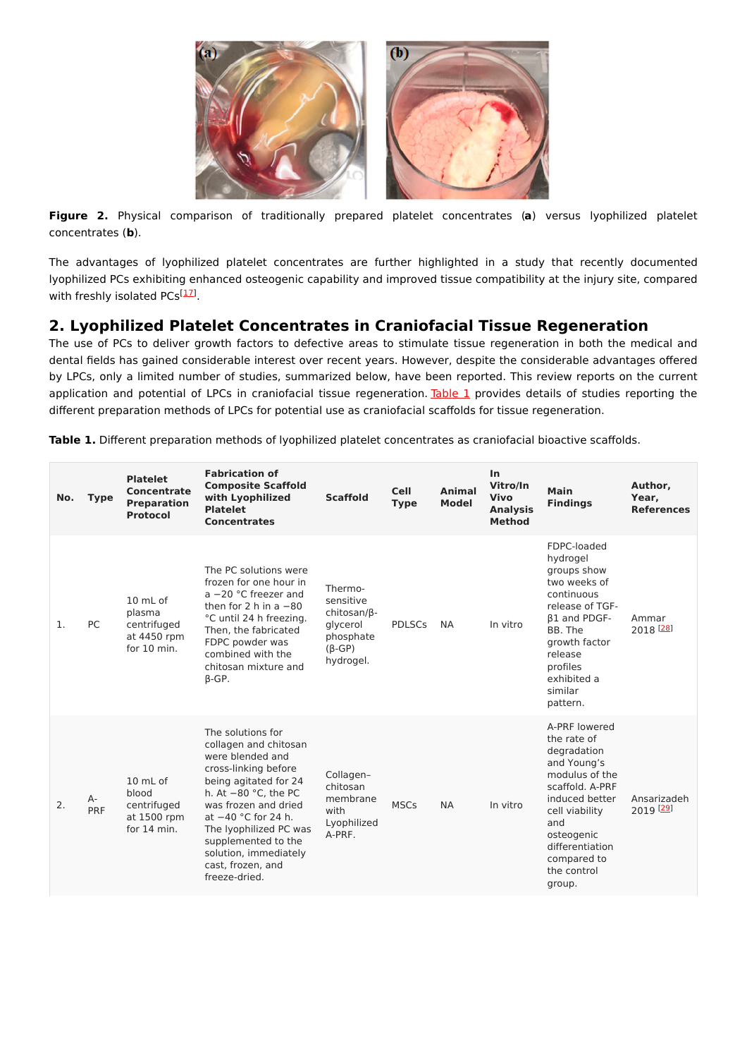Figure 2. Physical comparison of traditionally prepared platelet concentrates (**a**) versus lyophilized platelet concentrates (**b**).

The advantages of lyophilized platelet concentrates are further highlighted in a study that recently documented lyophilized PCs exhibiting enhanced osteogenic capability and improved tissue compatibility at the injury site, compared with freshly isolated PCs[17].

## 2. Lyophilized Platelet Concentrates in Craniofacial Tissue Regeneration

The use of PCs to deliver growth factors to defective areas to stimulate tissue regeneration in both the medical and dental fields has gained considerable interest over recent years. However, despite the considerable advantages offered by LPCs, only a limited number of studies, summarized below, have been reported. This review reports on the current application and potential of LPCs in craniofacial tissue regeneration. Table 1 provides details of studies reporting the different preparation methods of LPCs for potential use as craniofacial scaffolds for tissue regeneration.

**Table 1.** Different preparation methods of lyophilized platelet concentrates as craniofacial bioactive scaffolds.

| No. | Type | Platelet Concentrate Preparation Protocol | Fabrication of Composite Scaffold with Lyophilized Platelet Concentrates | Scaffold | Cell Type | Animal Model | In Vitro/In Vivo Analysis Method | Main Findings | Author, Year, References |
|---|---|---|---|---|---|---|---|---|---|
| 1. | PC | 10 mL of plasma centrifuged at 4450 rpm for 10 min. | The PC solutions were frozen for one hour in a −20 °C freezer and then for 2 h in a −80 °C until 24 h freezing. Then, the fabricated FDPC powder was combined with the chitosan mixture and β-GP. | Thermo-sensitive chitosan/β-glycerol phosphate (β-GP) hydrogel. | PDLSCs | NA | In vitro | FDPC-loaded hydrogel groups show two weeks of continuous release of TGF-β1 and PDGF-BB. The growth factor release profiles exhibited a similar pattern. | Ammar 2018 [28] |
| 2. | A-PRF | 10 mL of blood centrifuged at 1500 rpm for 14 min. | The solutions for collagen and chitosan were blended and cross-linking before being agitated for 24 h. At −80 °C, the PC was frozen and dried at −40 °C for 24 h. The lyophilized PC was supplemented to the solution, immediately cast, frozen, and freeze-dried. | Collagen–chitosan membrane with Lyophilized A-PRF. | MSCs | NA | In vitro | A-PRF lowered the rate of degradation and Young's modulus of the scaffold. A-PRF induced better cell viability and osteogenic differentiation compared to the control group. | Ansarizadeh 2019 [29] |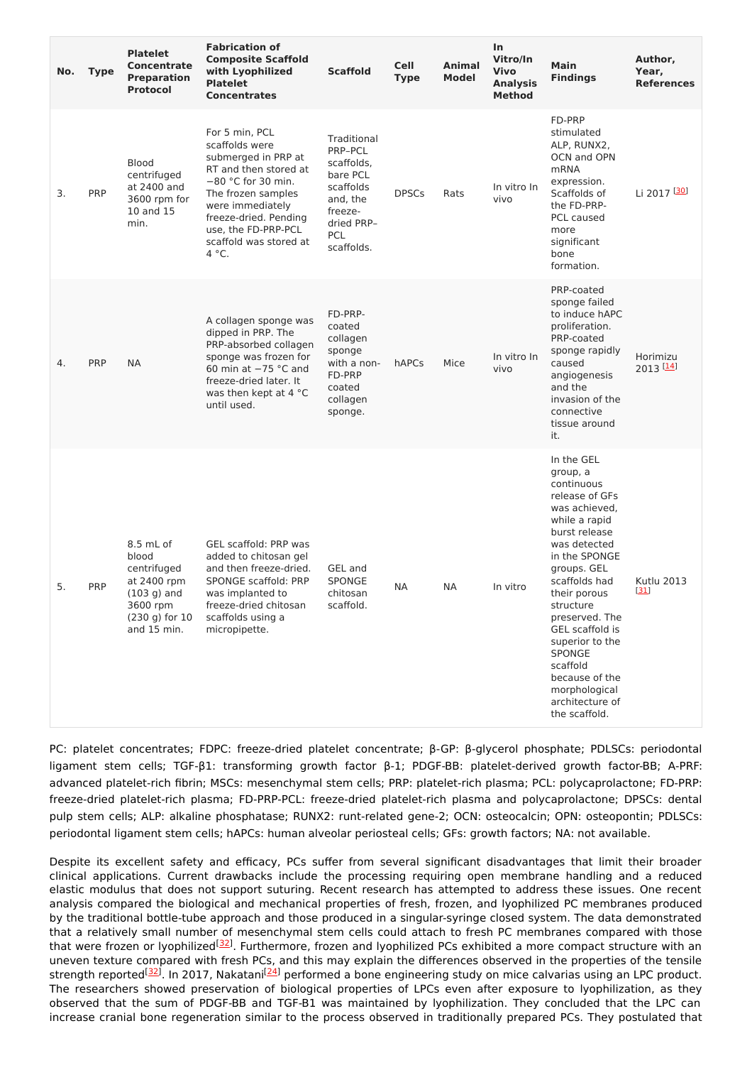| No. | Type | Platelet Concentrate Preparation Protocol | Fabrication of Composite Scaffold with Lyophilized Platelet Concentrates | Scaffold | Cell Type | Animal Model | In Vitro/In Vivo Analysis Method | Main Findings | Author, Year, References |
| --- | --- | --- | --- | --- | --- | --- | --- | --- | --- |
| 3. | PRP | Blood centrifuged at 2400 and 3600 rpm for 10 and 15 min. | For 5 min, PCL scaffolds were submerged in PRP at RT and then stored at −80 °C for 30 min. The frozen samples were immediately freeze-dried. Pending use, the FD-PRP-PCL scaffold was stored at 4 °C. | Traditional PRP–PCL scaffolds, bare PCL scaffolds and, the freeze-dried PRP–PCL scaffolds. | DPSCs | Rats | In vitro In vivo | FD-PRP stimulated ALP, RUNX2, OCN and OPN mRNA expression. Scaffolds of the FD-PRP-PCL caused more significant bone formation. | Li 2017 [30] |
| 4. | PRP | NA | A collagen sponge was dipped in PRP. The PRP-absorbed collagen sponge was frozen for 60 min at −75 °C and freeze-dried later. It was then kept at 4 °C until used. | FD-PRP-coated collagen sponge with a non-FD-PRP coated collagen sponge. | hAPCs | Mice | In vitro In vivo | PRP-coated sponge failed to induce hAPC proliferation. PRP-coated sponge rapidly caused angiogenesis and the invasion of the connective tissue around it. | Horimizu 2013 [14] |
| 5. | PRP | 8.5 mL of blood centrifuged at 2400 rpm (103 g) and 3600 rpm (230 g) for 10 and 15 min. | GEL scaffold: PRP was added to chitosan gel and then freeze-dried. SPONGE scaffold: PRP was implanted to freeze-dried chitosan scaffolds using a micropipette. | GEL and SPONGE chitosan scaffold. | NA | NA | In vitro | In the GEL group, a continuous release of GFs was achieved, while a rapid burst release was detected in the SPONGE groups. GEL scaffolds had their porous structure preserved. The GEL scaffold is superior to the SPONGE scaffold because of the morphological architecture of the scaffold. | Kutlu 2013 [31] |

PC: platelet concentrates; FDPC: freeze-dried platelet concentrate; β-GP: β-glycerol phosphate; PDLSCs: periodontal ligament stem cells; TGF-β1: transforming growth factor β-1; PDGF-BB: platelet-derived growth factor-BB; A-PRF: advanced platelet-rich fibrin; MSCs: mesenchymal stem cells; PRP: platelet-rich plasma; PCL: polycaprolactone; FD-PRP: freeze-dried platelet-rich plasma; FD-PRP-PCL: freeze-dried platelet-rich plasma and polycaprolactone; DPSCs: dental pulp stem cells; ALP: alkaline phosphatase; RUNX2: runt-related gene-2; OCN: osteocalcin; OPN: osteopontin; PDLSCs: periodontal ligament stem cells; hAPCs: human alveolar periosteal cells; GFs: growth factors; NA: not available.

Despite its excellent safety and efficacy, PCs suffer from several significant disadvantages that limit their broader clinical applications. Current drawbacks include the processing requiring open membrane handling and a reduced elastic modulus that does not support suturing. Recent research has attempted to address these issues. One recent analysis compared the biological and mechanical properties of fresh, frozen, and lyophilized PC membranes produced by the traditional bottle-tube approach and those produced in a singular-syringe closed system. The data demonstrated that a relatively small number of mesenchymal stem cells could attach to fresh PC membranes compared with those that were frozen or lyophilized[32]. Furthermore, frozen and lyophilized PCs exhibited a more compact structure with an uneven texture compared with fresh PCs, and this may explain the differences observed in the properties of the tensile strength reported[32]. In 2017, Nakatani[24] performed a bone engineering study on mice calvarias using an LPC product. The researchers showed preservation of biological properties of LPCs even after exposure to lyophilization, as they observed that the sum of PDGF-BB and TGF-B1 was maintained by lyophilization. They concluded that the LPC can increase cranial bone regeneration similar to the process observed in traditionally prepared PCs. They postulated that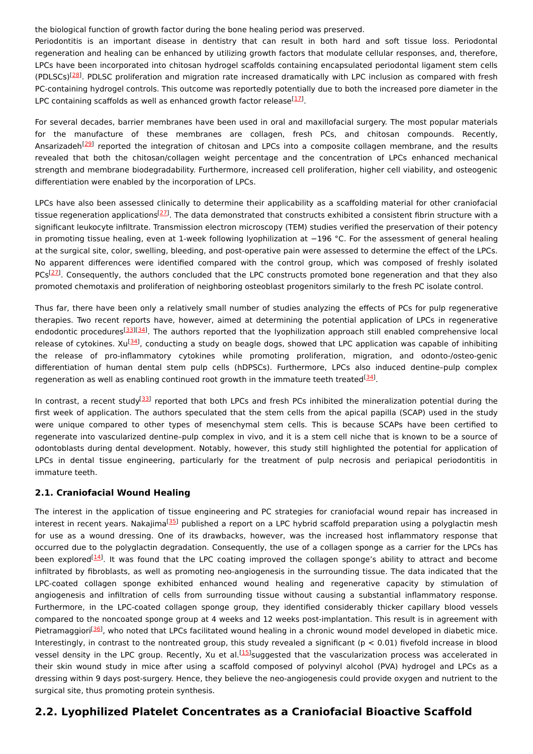the biological function of growth factor during the bone healing period was preserved.

Periodontitis is an important disease in dentistry that can result in both hard and soft tissue loss. Periodontal regeneration and healing can be enhanced by utilizing growth factors that modulate cellular responses, and, therefore, LPCs have been incorporated into chitosan hydrogel scaffolds containing encapsulated periodontal ligament stem cells (PDLSCs)[28]. PDLSC proliferation and migration rate increased dramatically with LPC inclusion as compared with fresh PC-containing hydrogel controls. This outcome was reportedly potentially due to both the increased pore diameter in the LPC containing scaffolds as well as enhanced growth factor release[17].

For several decades, barrier membranes have been used in oral and maxillofacial surgery. The most popular materials for the manufacture of these membranes are collagen, fresh PCs, and chitosan compounds. Recently, Ansarizadeh[29] reported the integration of chitosan and LPCs into a composite collagen membrane, and the results revealed that both the chitosan/collagen weight percentage and the concentration of LPCs enhanced mechanical strength and membrane biodegradability. Furthermore, increased cell proliferation, higher cell viability, and osteogenic differentiation were enabled by the incorporation of LPCs.

LPCs have also been assessed clinically to determine their applicability as a scaffolding material for other craniofacial tissue regeneration applications[27]. The data demonstrated that constructs exhibited a consistent fibrin structure with a significant leukocyte infiltrate. Transmission electron microscopy (TEM) studies verified the preservation of their potency in promoting tissue healing, even at 1-week following lyophilization at −196 °C. For the assessment of general healing at the surgical site, color, swelling, bleeding, and post-operative pain were assessed to determine the effect of the LPCs. No apparent differences were identified compared with the control group, which was composed of freshly isolated PCs[27]. Consequently, the authors concluded that the LPC constructs promoted bone regeneration and that they also promoted chemotaxis and proliferation of neighboring osteoblast progenitors similarly to the fresh PC isolate control.

Thus far, there have been only a relatively small number of studies analyzing the effects of PCs for pulp regenerative therapies. Two recent reports have, however, aimed at determining the potential application of LPCs in regenerative endodontic procedures[33][34]. The authors reported that the lyophilization approach still enabled comprehensive local release of cytokines. Xu[34], conducting a study on beagle dogs, showed that LPC application was capable of inhibiting the release of pro-inflammatory cytokines while promoting proliferation, migration, and odonto-/osteo-genic differentiation of human dental stem pulp cells (hDPSCs). Furthermore, LPCs also induced dentine–pulp complex regeneration as well as enabling continued root growth in the immature teeth treated[34].

In contrast, a recent study[33] reported that both LPCs and fresh PCs inhibited the mineralization potential during the first week of application. The authors speculated that the stem cells from the apical papilla (SCAP) used in the study were unique compared to other types of mesenchymal stem cells. This is because SCAPs have been certified to regenerate into vascularized dentine–pulp complex in vivo, and it is a stem cell niche that is known to be a source of odontoblasts during dental development. Notably, however, this study still highlighted the potential for application of LPCs in dental tissue engineering, particularly for the treatment of pulp necrosis and periapical periodontitis in immature teeth.

### 2.1. Craniofacial Wound Healing

The interest in the application of tissue engineering and PC strategies for craniofacial wound repair has increased in interest in recent years. Nakajima[35] published a report on a LPC hybrid scaffold preparation using a polyglactin mesh for use as a wound dressing. One of its drawbacks, however, was the increased host inflammatory response that occurred due to the polyglactin degradation. Consequently, the use of a collagen sponge as a carrier for the LPCs has been explored[14]. It was found that the LPC coating improved the collagen sponge's ability to attract and become infiltrated by fibroblasts, as well as promoting neo-angiogenesis in the surrounding tissue. The data indicated that the LPC-coated collagen sponge exhibited enhanced wound healing and regenerative capacity by stimulation of angiogenesis and infiltration of cells from surrounding tissue without causing a substantial inflammatory response. Furthermore, in the LPC-coated collagen sponge group, they identified considerably thicker capillary blood vessels compared to the noncoated sponge group at 4 weeks and 12 weeks post-implantation. This result is in agreement with Pietramaggiori[36], who noted that LPCs facilitated wound healing in a chronic wound model developed in diabetic mice. Interestingly, in contrast to the nontreated group, this study revealed a significant ($p < 0.01$) fivefold increase in blood vessel density in the LPC group. Recently, Xu et al.[15]suggested that the vascularization process was accelerated in their skin wound study in mice after using a scaffold composed of polyvinyl alcohol (PVA) hydrogel and LPCs as a dressing within 9 days post-surgery. Hence, they believe the neo-angiogenesis could provide oxygen and nutrient to the surgical site, thus promoting protein synthesis.

## 2.2. Lyophilized Platelet Concentrates as a Craniofacial Bioactive Scaffold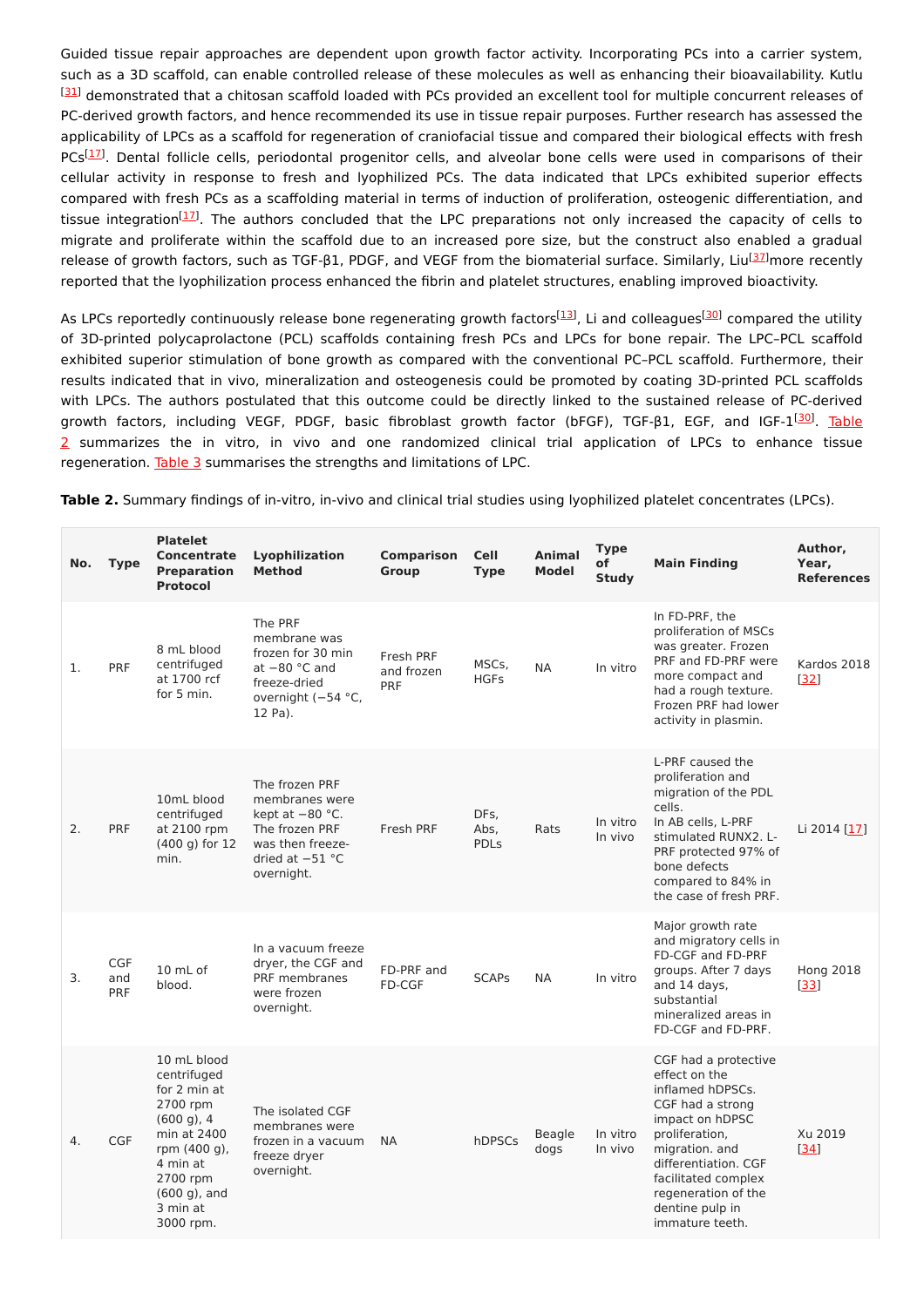Guided tissue repair approaches are dependent upon growth factor activity. Incorporating PCs into a carrier system, such as a 3D scaffold, can enable controlled release of these molecules as well as enhancing their bioavailability. Kutlu [31] demonstrated that a chitosan scaffold loaded with PCs provided an excellent tool for multiple concurrent releases of PC-derived growth factors, and hence recommended its use in tissue repair purposes. Further research has assessed the applicability of LPCs as a scaffold for regeneration of craniofacial tissue and compared their biological effects with fresh PCs[17]. Dental follicle cells, periodontal progenitor cells, and alveolar bone cells were used in comparisons of their cellular activity in response to fresh and lyophilized PCs. The data indicated that LPCs exhibited superior effects compared with fresh PCs as a scaffolding material in terms of induction of proliferation, osteogenic differentiation, and tissue integration[17]. The authors concluded that the LPC preparations not only increased the capacity of cells to migrate and proliferate within the scaffold due to an increased pore size, but the construct also enabled a gradual release of growth factors, such as TGF-β1, PDGF, and VEGF from the biomaterial surface. Similarly, Liu[37]more recently reported that the lyophilization process enhanced the fibrin and platelet structures, enabling improved bioactivity.

As LPCs reportedly continuously release bone regenerating growth factors[13], Li and colleagues[30] compared the utility of 3D-printed polycaprolactone (PCL) scaffolds containing fresh PCs and LPCs for bone repair. The LPC–PCL scaffold exhibited superior stimulation of bone growth as compared with the conventional PC–PCL scaffold. Furthermore, their results indicated that in vivo, mineralization and osteogenesis could be promoted by coating 3D-printed PCL scaffolds with LPCs. The authors postulated that this outcome could be directly linked to the sustained release of PC-derived growth factors, including VEGF, PDGF, basic fibroblast growth factor (bFGF), TGF-β1, EGF, and IGF-1[30]. Table 2 summarizes the in vitro, in vivo and one randomized clinical trial application of LPCs to enhance tissue regeneration. Table 3 summarises the strengths and limitations of LPC.

**Table 2.** Summary findings of in-vitro, in-vivo and clinical trial studies using lyophilized platelet concentrates (LPCs).

| No. | Type | Platelet Concentrate Preparation Protocol | Lyophilization Method | Comparison Group | Cell Type | Animal Model | Type of Study | Main Finding | Author, Year, References |
|---|---|---|---|---|---|---|---|---|---|
| 1. | PRF | 8 mL blood centrifuged at 1700 rcf for 5 min. | The PRF membrane was frozen for 30 min at −80 °C and freeze-dried overnight (−54 °C, 12 Pa). | Fresh PRF and frozen PRF | MSCs, HGFs | NA | In vitro | In FD-PRF, the proliferation of MSCs was greater. Frozen PRF and FD-PRF were more compact and had a rough texture. Frozen PRF had lower activity in plasmin. | Kardos 2018 [32] |
| 2. | PRF | 10mL blood centrifuged at 2100 rpm (400 g) for 12 min. | The frozen PRF membranes were kept at −80 °C. The frozen PRF was then freeze-dried at −51 °C overnight. | Fresh PRF | DFs, Abs, PDLs | Rats | In vitro In vivo | L-PRF caused the proliferation and migration of the PDL cells. In AB cells, L-PRF stimulated RUNX2. L-PRF protected 97% of bone defects compared to 84% in the case of fresh PRF. | Li 2014 [17] |
| 3. | CGF and PRF | 10 mL of blood. | In a vacuum freeze dryer, the CGF and PRF membranes were frozen overnight. | FD-PRF and FD-CGF | SCAPs | NA | In vitro | Major growth rate and migratory cells in FD-CGF and FD-PRF groups. After 7 days and 14 days, substantial mineralized areas in FD-CGF and FD-PRF. | Hong 2018 [33] |
| 4. | CGF | 10 mL blood centrifuged for 2 min at 2700 rpm (600 g), 4 min at 2400 rpm (400 g), 4 min at 2700 rpm (600 g), and 3 min at 3000 rpm. | The isolated CGF membranes were frozen in a vacuum freeze dryer overnight. | NA | hDPSCs | Beagle dogs | In vitro In vivo | CGF had a protective effect on the inflamed hDPSCs. CGF had a strong impact on hDPSC proliferation, migration. and differentiation. CGF facilitated complex regeneration of the dentine pulp in immature teeth. | Xu 2019 [34] |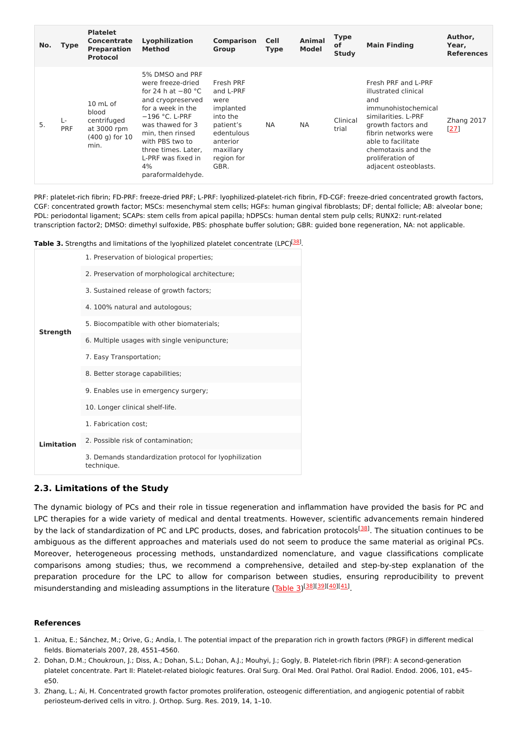| No. | Type | Platelet Concentrate Preparation Protocol | Lyophilization Method | Comparison Group | Cell Type | Animal Model | Type of Study | Main Finding | Author, Year, References |
|---|---|---|---|---|---|---|---|---|---|
| 5. | L-PRF | 10 mL of blood centrifuged at 3000 rpm (400 g) for 10 min. | 5% DMSO and PRF were freeze-dried for 24 h at −80 °C and cryopreserved for a week in the −196 °C. L-PRF was thawed for 3 min, then rinsed with PBS two to three times. Later, L-PRF was fixed in 4% paraformaldehyde. | Fresh PRF and L-PRF were implanted into the patient's edentulous anterior maxillary region for GBR. | NA | NA | Clinical trial | Fresh PRF and L-PRF illustrated clinical and immunohistochemical similarities. L-PRF growth factors and fibrin networks were able to facilitate chemotaxis and the proliferation of adjacent osteoblasts. | Zhang 2017 [27] |

PRF: platelet-rich fibrin; FD-PRF: freeze-dried PRF; L-PRF: lyophilized-platelet-rich fibrin, FD-CGF: freeze-dried concentrated growth factors, CGF: concentrated growth factor; MSCs: mesenchymal stem cells; HGFs: human gingival fibroblasts; DF; dental follicle; AB: alveolar bone; PDL: periodontal ligament; SCAPs: stem cells from apical papilla; hDPSCs: human dental stem pulp cells; RUNX2: runt-related transcription factor2; DMSO: dimethyl sulfoxide, PBS: phosphate buffer solution; GBR: guided bone regeneration, NA: not applicable.

**Table 3.** Strengths and limitations of the lyophilized platelet concentrate (LPC)[38].

| | |
|---|---|
| Strength | 1. Preservation of biological properties; |
| | 2. Preservation of morphological architecture; |
| | 3. Sustained release of growth factors; |
| | 4. 100% natural and autologous; |
| | 5. Biocompatible with other biomaterials; |
| | 6. Multiple usages with single venipuncture; |
| | 7. Easy Transportation; |
| | 8. Better storage capabilities; |
| | 9. Enables use in emergency surgery; |
| | 10. Longer clinical shelf-life. |
| Limitation | 1. Fabrication cost; |
| | 2. Possible risk of contamination; |
| | 3. Demands standardization protocol for lyophilization technique. |

## 2.3. Limitations of the Study

The dynamic biology of PCs and their role in tissue regeneration and inflammation have provided the basis for PC and LPC therapies for a wide variety of medical and dental treatments. However, scientific advancements remain hindered by the lack of standardization of PC and LPC products, doses, and fabrication protocols[38]. The situation continues to be ambiguous as the different approaches and materials used do not seem to produce the same material as original PCs. Moreover, heterogeneous processing methods, unstandardized nomenclature, and vague classifications complicate comparisons among studies; thus, we recommend a comprehensive, detailed and step-by-step explanation of the preparation procedure for the LPC to allow for comparison between studies, ensuring reproducibility to prevent misunderstanding and misleading assumptions in the literature (Table 3)[38][39][40][41].

## References

1. Anitua, E.; Sánchez, M.; Orive, G.; Andía, I. The potential impact of the preparation rich in growth factors (PRGF) in different medical fields. Biomaterials 2007, 28, 4551–4560.
2. Dohan, D.M.; Choukroun, J.; Diss, A.; Dohan, S.L.; Dohan, A.J.; Mouhyi, J.; Gogly, B. Platelet-rich fibrin (PRF): A second-generation platelet concentrate. Part II: Platelet-related biologic features. Oral Surg. Oral Med. Oral Pathol. Oral Radiol. Endod. 2006, 101, e45–e50.
3. Zhang, L.; Ai, H. Concentrated growth factor promotes proliferation, osteogenic differentiation, and angiogenic potential of rabbit periosteum-derived cells in vitro. J. Orthop. Surg. Res. 2019, 14, 1–10.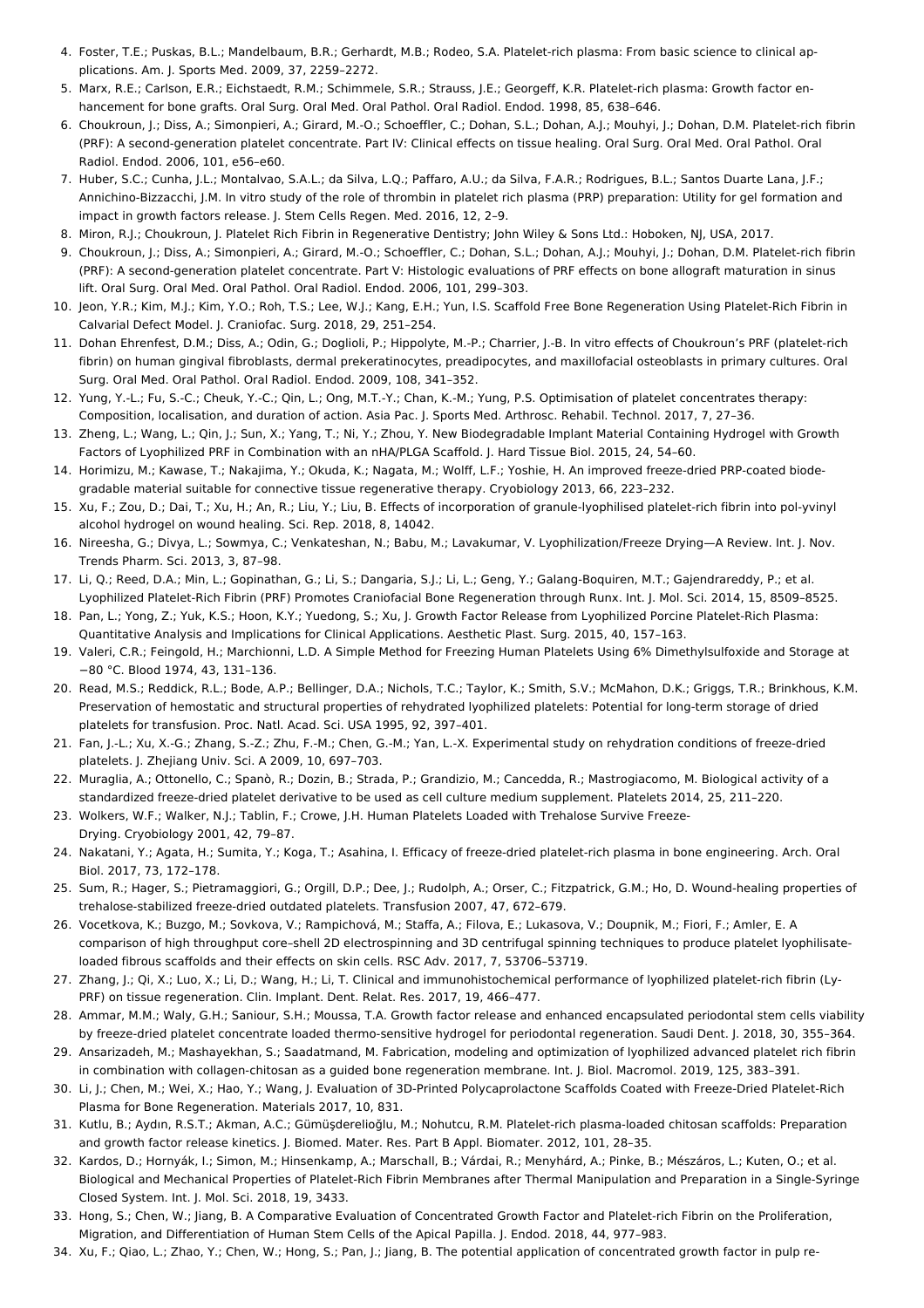4. Foster, T.E.; Puskas, B.L.; Mandelbaum, B.R.; Gerhardt, M.B.; Rodeo, S.A. Platelet-rich plasma: From basic science to clinical applications. Am. J. Sports Med. 2009, 37, 2259–2272.
5. Marx, R.E.; Carlson, E.R.; Eichstaedt, R.M.; Schimmele, S.R.; Strauss, J.E.; Georgeff, K.R. Platelet-rich plasma: Growth factor enhancement for bone grafts. Oral Surg. Oral Med. Oral Pathol. Oral Radiol. Endod. 1998, 85, 638–646.
6. Choukroun, J.; Diss, A.; Simonpieri, A.; Girard, M.-O.; Schoeffler, C.; Dohan, S.L.; Dohan, A.J.; Mouhyi, J.; Dohan, D.M. Platelet-rich fibrin (PRF): A second-generation platelet concentrate. Part IV: Clinical effects on tissue healing. Oral Surg. Oral Med. Oral Pathol. Oral Radiol. Endod. 2006, 101, e56–e60.
7. Huber, S.C.; Cunha, J.L.; Montalvao, S.A.L.; da Silva, L.Q.; Paffaro, A.U.; da Silva, F.A.R.; Rodrigues, B.L.; Santos Duarte Lana, J.F.; Annichino-Bizzacchi, J.M. In vitro study of the role of thrombin in platelet rich plasma (PRP) preparation: Utility for gel formation and impact in growth factors release. J. Stem Cells Regen. Med. 2016, 12, 2–9.
8. Miron, R.J.; Choukroun, J. Platelet Rich Fibrin in Regenerative Dentistry; John Wiley & Sons Ltd.: Hoboken, NJ, USA, 2017.
9. Choukroun, J.; Diss, A.; Simonpieri, A.; Girard, M.-O.; Schoeffler, C.; Dohan, S.L.; Dohan, A.J.; Mouhyi, J.; Dohan, D.M. Platelet-rich fibrin (PRF): A second-generation platelet concentrate. Part V: Histologic evaluations of PRF effects on bone allograft maturation in sinus lift. Oral Surg. Oral Med. Oral Pathol. Oral Radiol. Endod. 2006, 101, 299–303.
10. Jeon, Y.R.; Kim, M.J.; Kim, Y.O.; Roh, T.S.; Lee, W.J.; Kang, E.H.; Yun, I.S. Scaffold Free Bone Regeneration Using Platelet-Rich Fibrin in Calvarial Defect Model. J. Craniofac. Surg. 2018, 29, 251–254.
11. Dohan Ehrenfest, D.M.; Diss, A.; Odin, G.; Doglioli, P.; Hippolyte, M.-P.; Charrier, J.-B. In vitro effects of Choukroun's PRF (platelet-rich fibrin) on human gingival fibroblasts, dermal prekeratinocytes, preadipocytes, and maxillofacial osteoblasts in primary cultures. Oral Surg. Oral Med. Oral Pathol. Oral Radiol. Endod. 2009, 108, 341–352.
12. Yung, Y.-L.; Fu, S.-C.; Cheuk, Y.-C.; Qin, L.; Ong, M.T.-Y.; Chan, K.-M.; Yung, P.S. Optimisation of platelet concentrates therapy: Composition, localisation, and duration of action. Asia Pac. J. Sports Med. Arthrosc. Rehabil. Technol. 2017, 7, 27–36.
13. Zheng, L.; Wang, L.; Qin, J.; Sun, X.; Yang, T.; Ni, Y.; Zhou, Y. New Biodegradable Implant Material Containing Hydrogel with Growth Factors of Lyophilized PRF in Combination with an nHA/PLGA Scaffold. J. Hard Tissue Biol. 2015, 24, 54–60.
14. Horimizu, M.; Kawase, T.; Nakajima, Y.; Okuda, K.; Nagata, M.; Wolff, L.F.; Yoshie, H. An improved freeze-dried PRP-coated biodegradable material suitable for connective tissue regenerative therapy. Cryobiology 2013, 66, 223–232.
15. Xu, F.; Zou, D.; Dai, T.; Xu, H.; An, R.; Liu, Y.; Liu, B. Effects of incorporation of granule-lyophilised platelet-rich fibrin into pol-yvinyl alcohol hydrogel on wound healing. Sci. Rep. 2018, 8, 14042.
16. Nireesha, G.; Divya, L.; Sowmya, C.; Venkateshan, N.; Babu, M.; Lavakumar, V. Lyophilization/Freeze Drying—A Review. Int. J. Nov. Trends Pharm. Sci. 2013, 3, 87–98.
17. Li, Q.; Reed, D.A.; Min, L.; Gopinathan, G.; Li, S.; Dangaria, S.J.; Li, L.; Geng, Y.; Galang-Boquiren, M.T.; Gajendrareddy, P.; et al. Lyophilized Platelet-Rich Fibrin (PRF) Promotes Craniofacial Bone Regeneration through Runx. Int. J. Mol. Sci. 2014, 15, 8509–8525.
18. Pan, L.; Yong, Z.; Yuk, K.S.; Hoon, K.Y.; Yuedong, S.; Xu, J. Growth Factor Release from Lyophilized Porcine Platelet-Rich Plasma: Quantitative Analysis and Implications for Clinical Applications. Aesthetic Plast. Surg. 2015, 40, 157–163.
19. Valeri, C.R.; Feingold, H.; Marchionni, L.D. A Simple Method for Freezing Human Platelets Using 6% Dimethylsulfoxide and Storage at −80 °C. Blood 1974, 43, 131–136.
20. Read, M.S.; Reddick, R.L.; Bode, A.P.; Bellinger, D.A.; Nichols, T.C.; Taylor, K.; Smith, S.V.; McMahon, D.K.; Griggs, T.R.; Brinkhous, K.M. Preservation of hemostatic and structural properties of rehydrated lyophilized platelets: Potential for long-term storage of dried platelets for transfusion. Proc. Natl. Acad. Sci. USA 1995, 92, 397–401.
21. Fan, J.-L.; Xu, X.-G.; Zhang, S.-Z.; Zhu, F.-M.; Chen, G.-M.; Yan, L.-X. Experimental study on rehydration conditions of freeze-dried platelets. J. Zhejiang Univ. Sci. A 2009, 10, 697–703.
22. Muraglia, A.; Ottonello, C.; Spanò, R.; Dozin, B.; Strada, P.; Grandizio, M.; Cancedda, R.; Mastrogiacomo, M. Biological activity of a standardized freeze-dried platelet derivative to be used as cell culture medium supplement. Platelets 2014, 25, 211–220.
23. Wolkers, W.F.; Walker, N.J.; Tablin, F.; Crowe, J.H. Human Platelets Loaded with Trehalose Survive Freeze-Drying. Cryobiology 2001, 42, 79–87.
24. Nakatani, Y.; Agata, H.; Sumita, Y.; Koga, T.; Asahina, I. Efficacy of freeze-dried platelet-rich plasma in bone engineering. Arch. Oral Biol. 2017, 73, 172–178.
25. Sum, R.; Hager, S.; Pietramaggiori, G.; Orgill, D.P.; Dee, J.; Rudolph, A.; Orser, C.; Fitzpatrick, G.M.; Ho, D. Wound-healing properties of trehalose-stabilized freeze-dried outdated platelets. Transfusion 2007, 47, 672–679.
26. Vocetkova, K.; Buzgo, M.; Sovkova, V.; Rampichová, M.; Staffa, A.; Filova, E.; Lukasova, V.; Doupnik, M.; Fiori, F.; Amler, E. A comparison of high throughput core–shell 2D electrospinning and 3D centrifugal spinning techniques to produce platelet lyophilisate-loaded fibrous scaffolds and their effects on skin cells. RSC Adv. 2017, 7, 53706–53719.
27. Zhang, J.; Qi, X.; Luo, X.; Li, D.; Wang, H.; Li, T. Clinical and immunohistochemical performance of lyophilized platelet-rich fibrin (Ly-PRF) on tissue regeneration. Clin. Implant. Dent. Relat. Res. 2017, 19, 466–477.
28. Ammar, M.M.; Waly, G.H.; Saniour, S.H.; Moussa, T.A. Growth factor release and enhanced encapsulated periodontal stem cells viability by freeze-dried platelet concentrate loaded thermo-sensitive hydrogel for periodontal regeneration. Saudi Dent. J. 2018, 30, 355–364.
29. Ansarizadeh, M.; Mashayekhan, S.; Saadatmand, M. Fabrication, modeling and optimization of lyophilized advanced platelet rich fibrin in combination with collagen-chitosan as a guided bone regeneration membrane. Int. J. Biol. Macromol. 2019, 125, 383–391.
30. Li, J.; Chen, M.; Wei, X.; Hao, Y.; Wang, J. Evaluation of 3D-Printed Polycaprolactone Scaffolds Coated with Freeze-Dried Platelet-Rich Plasma for Bone Regeneration. Materials 2017, 10, 831.
31. Kutlu, B.; Aydın, R.S.T.; Akman, A.C.; Gümüşderelioğlu, M.; Nohutcu, R.M. Platelet-rich plasma-loaded chitosan scaffolds: Preparation and growth factor release kinetics. J. Biomed. Mater. Res. Part B Appl. Biomater. 2012, 101, 28–35.
32. Kardos, D.; Hornyák, I.; Simon, M.; Hinsenkamp, A.; Marschall, B.; Várdai, R.; Menyhárd, A.; Pinke, B.; Mészáros, L.; Kuten, O.; et al. Biological and Mechanical Properties of Platelet-Rich Fibrin Membranes after Thermal Manipulation and Preparation in a Single-Syringe Closed System. Int. J. Mol. Sci. 2018, 19, 3433.
33. Hong, S.; Chen, W.; Jiang, B. A Comparative Evaluation of Concentrated Growth Factor and Platelet-rich Fibrin on the Proliferation, Migration, and Differentiation of Human Stem Cells of the Apical Papilla. J. Endod. 2018, 44, 977–983.
34. Xu, F.; Qiao, L.; Zhao, Y.; Chen, W.; Hong, S.; Pan, J.; Jiang, B. The potential application of concentrated growth factor in pulp re-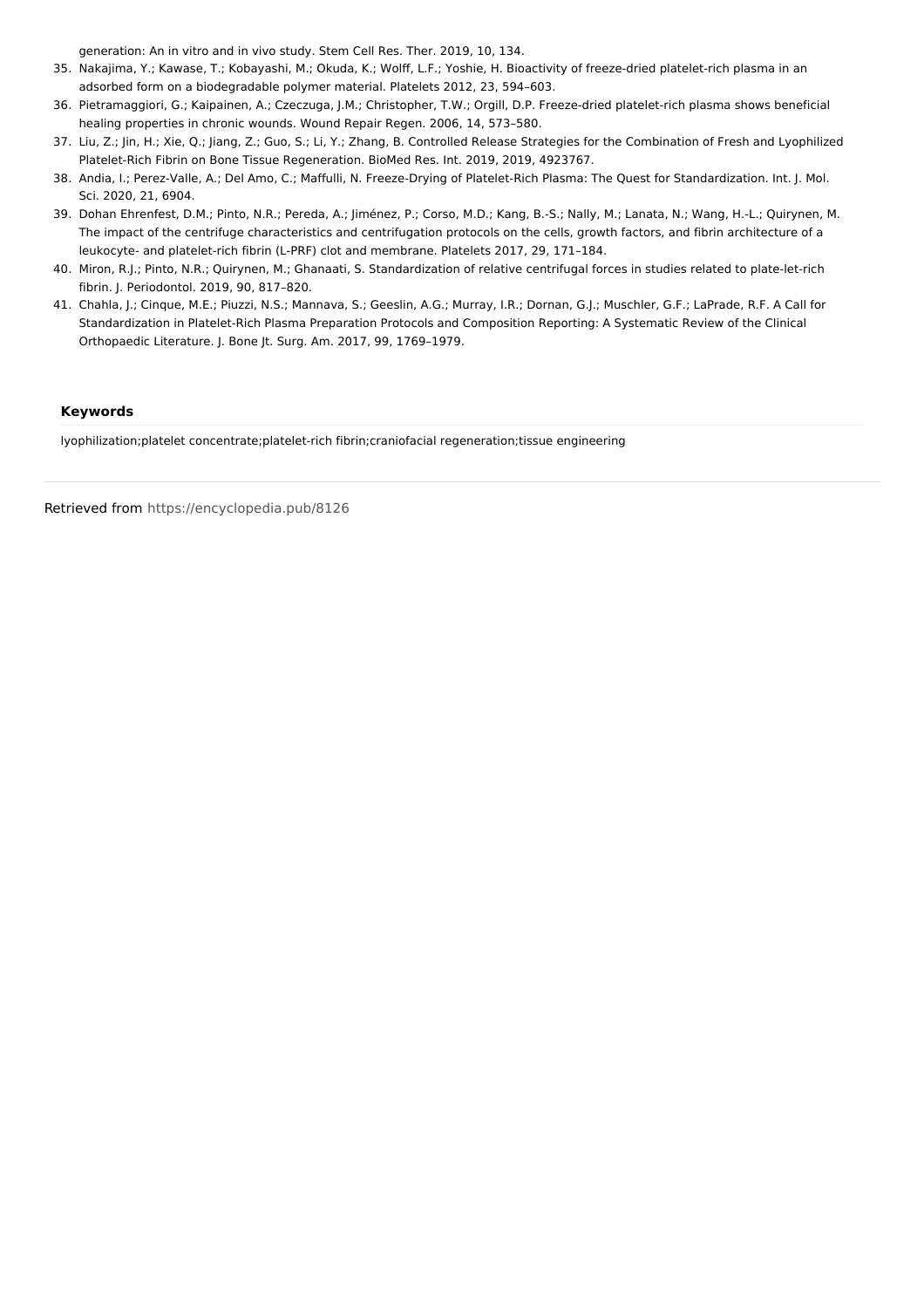generation: An in vitro and in vivo study. Stem Cell Res. Ther. 2019, 10, 134.

35. Nakajima, Y.; Kawase, T.; Kobayashi, M.; Okuda, K.; Wolff, L.F.; Yoshie, H. Bioactivity of freeze-dried platelet-rich plasma in an adsorbed form on a biodegradable polymer material. Platelets 2012, 23, 594–603.
36. Pietramaggiori, G.; Kaipainen, A.; Czeczuga, J.M.; Christopher, T.W.; Orgill, D.P. Freeze-dried platelet-rich plasma shows beneficial healing properties in chronic wounds. Wound Repair Regen. 2006, 14, 573–580.
37. Liu, Z.; Jin, H.; Xie, Q.; Jiang, Z.; Guo, S.; Li, Y.; Zhang, B. Controlled Release Strategies for the Combination of Fresh and Lyophilized Platelet-Rich Fibrin on Bone Tissue Regeneration. BioMed Res. Int. 2019, 2019, 4923767.
38. Andia, I.; Perez-Valle, A.; Del Amo, C.; Maffulli, N. Freeze-Drying of Platelet-Rich Plasma: The Quest for Standardization. Int. J. Mol. Sci. 2020, 21, 6904.
39. Dohan Ehrenfest, D.M.; Pinto, N.R.; Pereda, A.; Jiménez, P.; Corso, M.D.; Kang, B.-S.; Nally, M.; Lanata, N.; Wang, H.-L.; Quirynen, M. The impact of the centrifuge characteristics and centrifugation protocols on the cells, growth factors, and fibrin architecture of a leukocyte- and platelet-rich fibrin (L-PRF) clot and membrane. Platelets 2017, 29, 171–184.
40. Miron, R.J.; Pinto, N.R.; Quirynen, M.; Ghanaati, S. Standardization of relative centrifugal forces in studies related to plate-let-rich fibrin. J. Periodontol. 2019, 90, 817–820.
41. Chahla, J.; Cinque, M.E.; Piuzzi, N.S.; Mannava, S.; Geeslin, A.G.; Murray, I.R.; Dornan, G.J.; Muschler, G.F.; LaPrade, R.F. A Call for Standardization in Platelet-Rich Plasma Preparation Protocols and Composition Reporting: A Systematic Review of the Clinical Orthopaedic Literature. J. Bone Jt. Surg. Am. 2017, 99, 1769–1979.

### Keywords

lyophilization;platelet concentrate;platelet-rich fibrin;craniofacial regeneration;tissue engineering

Retrieved from https://encyclopedia.pub/8126